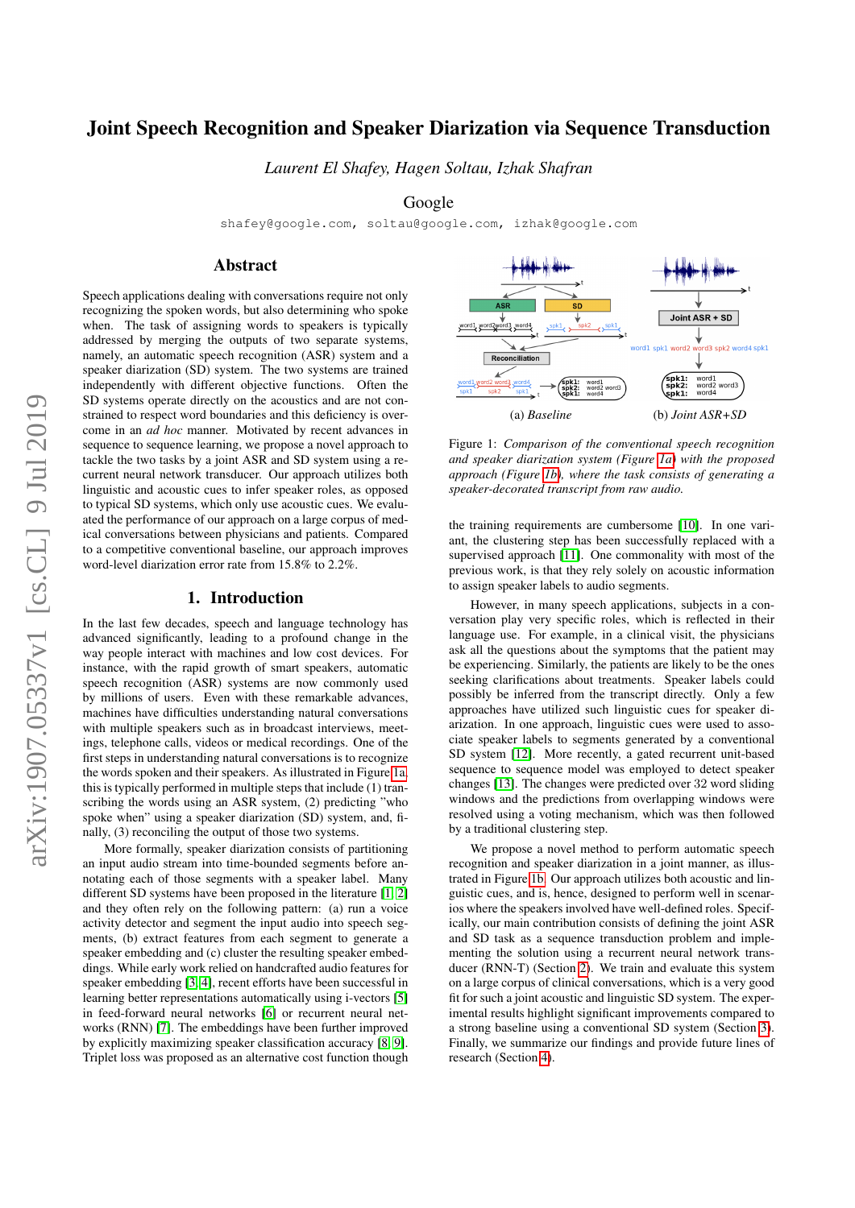# Joint Speech Recognition and Speaker Diarization via Sequence Transduction

*Laurent El Shafey, Hagen Soltau, Izhak Shafran*

Google

shafey@google.com, soltau@google.com, izhak@google.com

## Abstract

Speech applications dealing with conversations require not only recognizing the spoken words, but also determining who spoke when. The task of assigning words to speakers is typically addressed by merging the outputs of two separate systems, namely, an automatic speech recognition (ASR) system and a speaker diarization (SD) system. The two systems are trained independently with different objective functions. Often the SD systems operate directly on the acoustics and are not constrained to respect word boundaries and this deficiency is overcome in an *ad hoc* manner. Motivated by recent advances in sequence to sequence learning, we propose a novel approach to tackle the two tasks by a joint ASR and SD system using a recurrent neural network transducer. Our approach utilizes both linguistic and acoustic cues to infer speaker roles, as opposed to typical SD systems, which only use acoustic cues. We evaluated the performance of our approach on a large corpus of medical conversations between physicians and patients. Compared to a competitive conventional baseline, our approach improves word-level diarization error rate from 15.8% to 2.2%.

## 1. Introduction

In the last few decades, speech and language technology has advanced significantly, leading to a profound change in the way people interact with machines and low cost devices. For instance, with the rapid growth of smart speakers, automatic speech recognition (ASR) systems are now commonly used by millions of users. Even with these remarkable advances, machines have difficulties understanding natural conversations with multiple speakers such as in broadcast interviews, meetings, telephone calls, videos or medical recordings. One of the first steps in understanding natural conversations is to recognize the words spoken and their speakers. As illustrated in Figure 1a, this is typically performed in multiple steps that include (1) transcribing the words using an ASR system, (2) predicting "who spoke when" using a speaker diarization (SD) system, and, finally, (3) reconciling the output of those two systems.

More formally, speaker diarization consists of partitioning an input audio stream into time-bounded segments before annotating each of those segments with a speaker label. Many different SD systems have been proposed in the literature [1, 2] and they often rely on the following pattern: (a) run a voice activity detector and segment the input audio into speech segments, (b) extract features from each segment to generate a speaker embedding and (c) cluster the resulting speaker embeddings. While early work relied on handcrafted audio features for speaker embedding [3, 4], recent efforts have been successful in learning better representations automatically using i-vectors [5] in feed-forward neural networks [6] or recurrent neural networks (RNN) [7]. The embeddings have been further improved by explicitly maximizing speaker classification accuracy [8, 9]. Triplet loss was proposed as an alternative cost function though the training requirements are cumbersome [10]. In one variant, the clustering step has been successfully replaced with a supervised approach [11]. One commonality with most of the previous work, is that they rely solely on acoustic information to assign speaker labels to audio segments.

(a) *Baseline* (b) *Joint ASR+SD*

Figure 1: *Comparison of the conventional speech recognition and speaker diarization system (Figure 1a) with the proposed approach (Figure 1b), where the task consists of generating a speaker-decorated transcript from raw audio.*

However, in many speech applications, subjects in a conversation play very specific roles, which is reflected in their language use. For example, in a clinical visit, the physicians ask all the questions about the symptoms that the patient may be experiencing. Similarly, the patients are likely to be the ones seeking clarifications about treatments. Speaker labels could possibly be inferred from the transcript directly. Only a few approaches have utilized such linguistic cues for speaker diarization. In one approach, linguistic cues were used to associate speaker labels to segments generated by a conventional SD system [12]. More recently, a gated recurrent unit-based sequence to sequence model was employed to detect speaker changes [13]. The changes were predicted over 32 word sliding windows and the predictions from overlapping windows were resolved using a voting mechanism, which was then followed by a traditional clustering step.

We propose a novel method to perform automatic speech recognition and speaker diarization in a joint manner, as illustrated in Figure 1b. Our approach utilizes both acoustic and linguistic cues, and is, hence, designed to perform well in scenarios where the speakers involved have well-defined roles. Specifically, our main contribution consists of defining the joint ASR and SD task as a sequence transduction problem and implementing the solution using a recurrent neural network transducer (RNN-T) (Section 2). We train and evaluate this system on a large corpus of clinical conversations, which is a very good fit for such a joint acoustic and linguistic SD system. The experimental results highlight significant improvements compared to a strong baseline using a conventional SD system (Section 3). Finally, we summarize our findings and provide future lines of research (Section 4).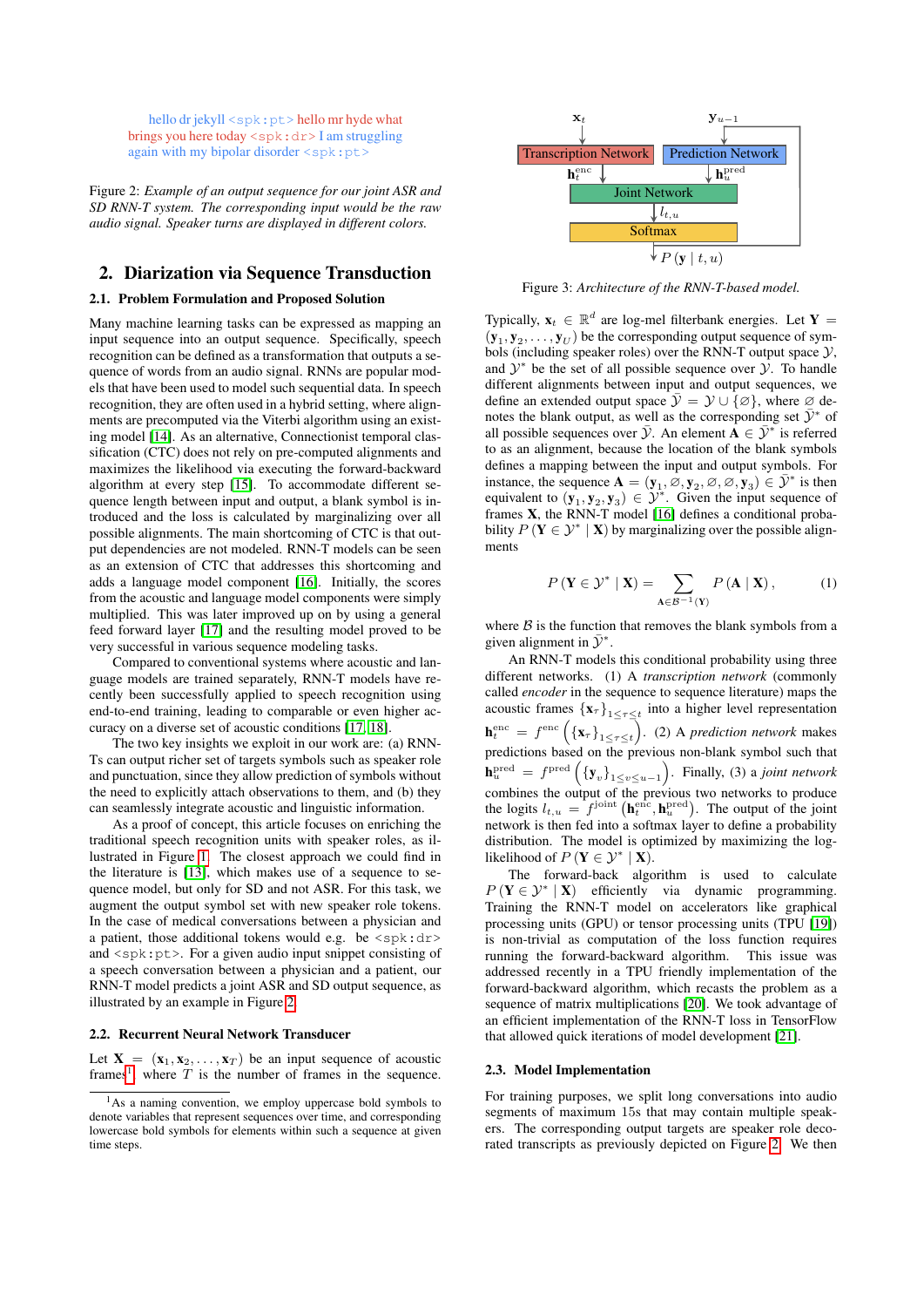hello dr jekyll <spk:pt> hello mr hyde what brings you here today <spk:dr> I am struggling again with my bipolar disorder <spk:pt>

Figure 2: *Example of an output sequence for our joint ASR and SD RNN-T system. The corresponding input would be the raw audio signal. Speaker turns are displayed in different colors.*

## 2. Diarization via Sequence Transduction

### 2.1. Problem Formulation and Proposed Solution

Many machine learning tasks can be expressed as mapping an input sequence into an output sequence. Specifically, speech recognition can be defined as a transformation that outputs a sequence of words from an audio signal. RNNs are popular models that have been used to model such sequential data. In speech recognition, they are often used in a hybrid setting, where alignments are precomputed via the Viterbi algorithm using an existing model [14]. As an alternative, Connectionist temporal classification (CTC) does not rely on pre-computed alignments and maximizes the likelihood via executing the forward-backward algorithm at every step [15]. To accommodate different sequence length between input and output, a blank symbol is introduced and the loss is calculated by marginalizing over all possible alignments. The main shortcoming of CTC is that output dependencies are not modeled. RNN-T models can be seen as an extension of CTC that addresses this shortcoming and adds a language model component [16]. Initially, the scores from the acoustic and language model components were simply multiplied. This was later improved up on by using a general feed forward layer [17] and the resulting model proved to be very successful in various sequence modeling tasks.

Compared to conventional systems where acoustic and language models are trained separately, RNN-T models have recently been successfully applied to speech recognition using end-to-end training, leading to comparable or even higher accuracy on a diverse set of acoustic conditions [17, 18].

The two key insights we exploit in our work are: (a) RNN-Ts can output richer set of targets symbols such as speaker role and punctuation, since they allow prediction of symbols without the need to explicitly attach observations to them, and (b) they can seamlessly integrate acoustic and linguistic information.

As a proof of concept, this article focuses on enriching the traditional speech recognition units with speaker roles, as illustrated in Figure 1. The closest approach we could find in the literature is [13], which makes use of a sequence to sequence model, but only for SD and not ASR. For this task, we augment the output symbol set with new speaker role tokens. In the case of medical conversations between a physician and a patient, those additional tokens would e.g. be <spk:dr> and <spk:pt>. For a given audio input snippet consisting of a speech conversation between a physician and a patient, our RNN-T model predicts a joint ASR and SD output sequence, as illustrated by an example in Figure 2.

### 2.2. Recurrent Neural Network Transducer

Let $\mathbf{X} = (\mathbf{x}_1, \mathbf{x}_2, \ldots, \mathbf{x}_T)$ be an input sequence of acoustic frames[1] where $T$ is the number of frames in the sequence. Typically, $\mathbf{x}_t \in \mathbb{R}^d$ are log-mel filterbank energies. Let $\mathbf{Y} = (\mathbf{y}_1, \mathbf{y}_2, \ldots, \mathbf{y}_U)$ be the corresponding output sequence of symbols (including speaker roles) over the RNN-T output space $\mathcal{Y}$, and $\mathcal{Y}^*$ be the set of all possible sequence over $\mathcal{Y}$. To handle different alignments between input and output sequences, we define an extended output space $\bar{\mathcal{Y}} = \mathcal{Y} \cup \{\varnothing\}$, where $\varnothing$ denotes the blank output, as well as the corresponding set $\bar{\mathcal{Y}}^*$ of all possible sequences over $\bar{\mathcal{Y}}$. An element $\mathbf{A} \in \bar{\mathcal{Y}}^*$ is referred to as an alignment, because the location of the blank symbols defines a mapping between the input and output symbols. For instance, the sequence $\mathbf{A} = (\mathbf{y}_1, \varnothing, \mathbf{y}_2, \varnothing, \varnothing, \mathbf{y}_3) \in \bar{\mathcal{Y}}^*$ is then equivalent to $(\mathbf{y}_1, \mathbf{y}_2, \mathbf{y}_3) \in \mathcal{Y}^*$. Given the input sequence of frames $\mathbf{X}$, the RNN-T model [16] defines a conditional probability $P(\mathbf{Y} \in \mathcal{Y}^* \mid \mathbf{X})$ by marginalizing over the possible alignments

$$P(\mathbf{Y} \in \mathcal{Y}^* \mid \mathbf{X}) = \sum_{\mathbf{A} \in \mathcal{B}^{-1}(\mathbf{Y})} P(\mathbf{A} \mid \mathbf{X}), \tag{1}$$

where $\mathcal{B}$ is the function that removes the blank symbols from a given alignment in $\bar{\mathcal{Y}}^*$.

An RNN-T models this conditional probability using three different networks. (1) A *transcription network* (commonly called *encoder* in the sequence to sequence literature) maps the acoustic frames $\{\mathbf{x}_\tau\}_{1 \le \tau \le t}$ into a higher level representation $\mathbf{h}_t^{\text{enc}} = f^{\text{enc}}\left(\{\mathbf{x}_\tau\}_{1 \le \tau \le t}\right)$. (2) A *prediction network* makes predictions based on the previous non-blank symbol such that $\mathbf{h}_u^{\text{pred}} = f^{\text{pred}}\left(\{\mathbf{y}_v\}_{1 \le v \le u-1}\right)$. Finally, (3) a *joint network* combines the output of the previous two networks to produce the logits $l_{t,u} = f^{\text{joint}}\left(\mathbf{h}_t^{\text{enc}}, \mathbf{h}_u^{\text{pred}}\right)$. The output of the joint network is then fed into a softmax layer to define a probability distribution. The model is optimized by maximizing the log-likelihood of $P(\mathbf{Y} \in \mathcal{Y}^* \mid \mathbf{X})$.

The forward-back algorithm is used to calculate $P(\mathbf{Y} \in \mathcal{Y}^* \mid \mathbf{X})$ efficiently via dynamic programming. Training the RNN-T model on accelerators like graphical processing units (GPU) or tensor processing units (TPU [19]) is non-trivial as computation of the loss function requires running the forward-backward algorithm. This issue was addressed recently in a TPU friendly implementation of the forward-backward algorithm, which recasts the problem as a sequence of matrix multiplications [20]. We took advantage of an efficient implementation of the RNN-T loss in TensorFlow that allowed quick iterations of model development [21].

[1] As a naming convention, we employ uppercase bold symbols to denote variables that represent sequences over time, and corresponding lowercase bold symbols for elements within such a sequence at given time steps.

Figure 3: *Architecture of the RNN-T-based model.*

### 2.3. Model Implementation

For training purposes, we split long conversations into audio segments of maximum 15s that may contain multiple speakers. The corresponding output targets are speaker role decorated transcripts as previously depicted on Figure 2. We then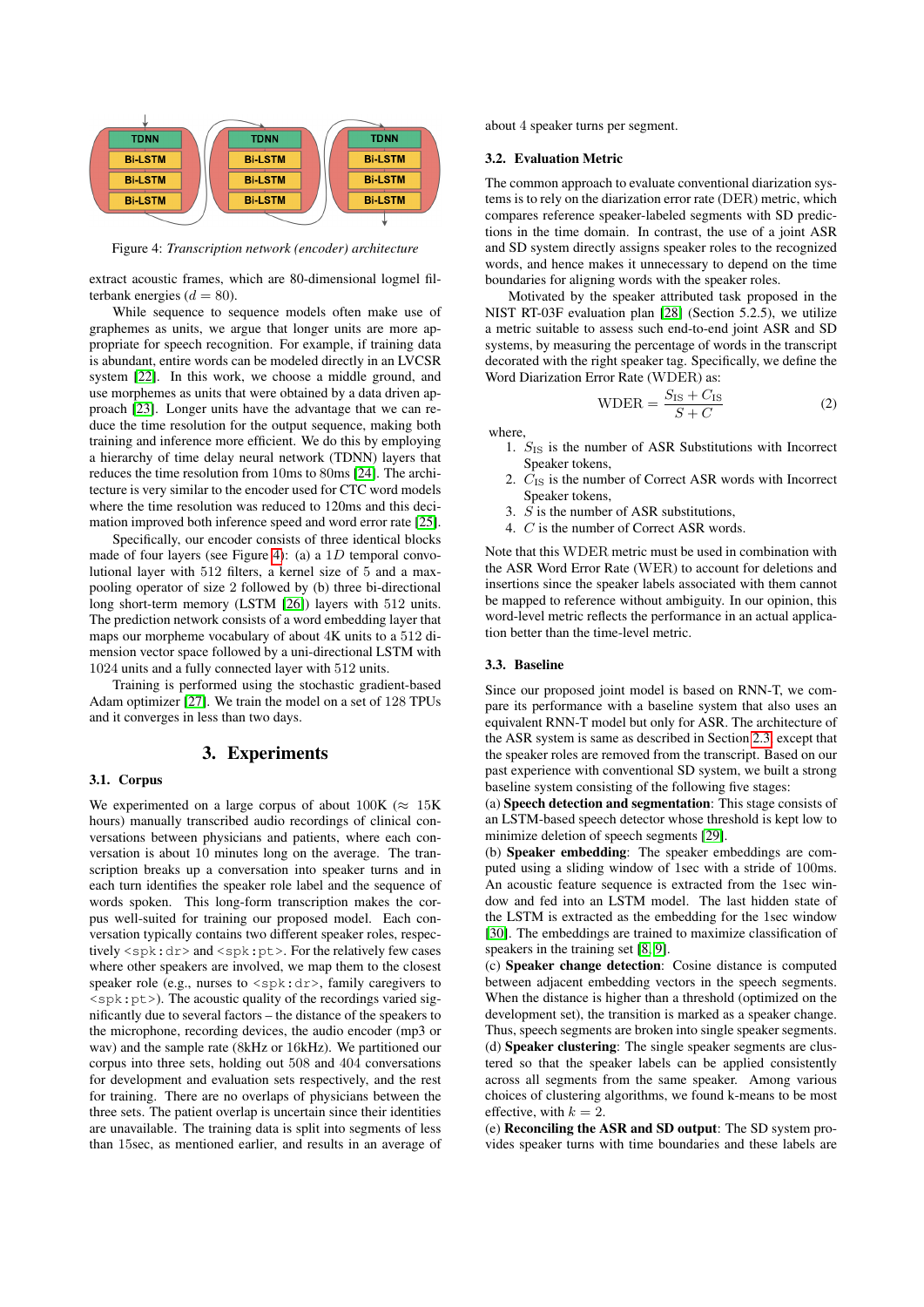Figure 4: *Transcription network (encoder) architecture*

extract acoustic frames, which are 80-dimensional logmel filterbank energies ($d = 80$).

While sequence to sequence models often make use of graphemes as units, we argue that longer units are more appropriate for speech recognition. For example, if training data is abundant, entire words can be modeled directly in an LVCSR system [22]. In this work, we choose a middle ground, and use morphemes as units that were obtained by a data driven approach [23]. Longer units have the advantage that we can reduce the time resolution for the output sequence, making both training and inference more efficient. We do this by employing a hierarchy of time delay neural network (TDNN) layers that reduces the time resolution from 10ms to 80ms [24]. The architecture is very similar to the encoder used for CTC word models where the time resolution was reduced to 120ms and this decimation improved both inference speed and word error rate [25].

Specifically, our encoder consists of three identical blocks made of four layers (see Figure 4): (a) a $1D$ temporal convolutional layer with 512 filters, a kernel size of 5 and a max-pooling operator of size 2 followed by (b) three bi-directional long short-term memory (LSTM [26]) layers with 512 units. The prediction network consists of a word embedding layer that maps our morpheme vocabulary of about 4K units to a 512 dimension vector space followed by a uni-directional LSTM with 1024 units and a fully connected layer with 512 units.

Training is performed using the stochastic gradient-based Adam optimizer [27]. We train the model on a set of 128 TPUs and it converges in less than two days.

## 3. Experiments

### 3.1. Corpus

We experimented on a large corpus of about 100K ($\approx$ 15K hours) manually transcribed audio recordings of clinical conversations between physicians and patients, where each conversation is about 10 minutes long on the average. The transcription breaks up a conversation into speaker turns and in each turn identifies the speaker role label and the sequence of words spoken. This long-form transcription makes the corpus well-suited for training our proposed model. Each conversation typically contains two different speaker roles, respectively `<spk:dr>` and `<spk:pt>`. For the relatively few cases where other speakers are involved, we map them to the closest speaker role (e.g., nurses to `<spk:dr>`, family caregivers to `<spk:pt>`). The acoustic quality of the recordings varied significantly due to several factors – the distance of the speakers to the microphone, recording devices, the audio encoder (mp3 or wav) and the sample rate (8kHz or 16kHz). We partitioned our corpus into three sets, holding out 508 and 404 conversations for development and evaluation sets respectively, and the rest for training. There are no overlaps of physicians between the three sets. The patient overlap is uncertain since their identities are unavailable. The training data is split into segments of less than 15sec, as mentioned earlier, and results in an average of about 4 speaker turns per segment.

### 3.2. Evaluation Metric

The common approach to evaluate conventional diarization systems is to rely on the diarization error rate (DER) metric, which compares reference speaker-labeled segments with SD predictions in the time domain. In contrast, the use of a joint ASR and SD system directly assigns speaker roles to the recognized words, and hence makes it unnecessary to depend on the time boundaries for aligning words with the speaker roles.

Motivated by the speaker attributed task proposed in the NIST RT-03F evaluation plan [28] (Section 5.2.5), we utilize a metric suitable to assess such end-to-end joint ASR and SD systems, by measuring the percentage of words in the transcript decorated with the right speaker tag. Specifically, we define the Word Diarization Error Rate (WDER) as:

$$\text{WDER} = \frac{S_{\text{IS}} + C_{\text{IS}}}{S + C} \tag{2}$$

where,

1. $S_{\text{IS}}$ is the number of ASR Substitutions with Incorrect Speaker tokens,
2. $C_{\text{IS}}$ is the number of Correct ASR words with Incorrect Speaker tokens,
3. $S$ is the number of ASR substitutions,
4. $C$ is the number of Correct ASR words.

Note that this WDER metric must be used in combination with the ASR Word Error Rate (WER) to account for deletions and insertions since the speaker labels associated with them cannot be mapped to reference without ambiguity. In our opinion, this word-level metric reflects the performance in an actual application better than the time-level metric.

### 3.3. Baseline

Since our proposed joint model is based on RNN-T, we compare its performance with a baseline system that also uses an equivalent RNN-T model but only for ASR. The architecture of the ASR system is same as described in Section 2.3 except that the speaker roles are removed from the transcript. Based on our past experience with conventional SD system, we built a strong baseline system consisting of the following five stages:

(a) **Speech detection and segmentation**: This stage consists of an LSTM-based speech detector whose threshold is kept low to minimize deletion of speech segments [29].

(b) **Speaker embedding**: The speaker embeddings are computed using a sliding window of 1sec with a stride of 100ms. An acoustic feature sequence is extracted from the 1sec window and fed into an LSTM model. The last hidden state of the LSTM is extracted as the embedding for the 1sec window [30]. The embeddings are trained to maximize classification of speakers in the training set [8, 9].

(c) **Speaker change detection**: Cosine distance is computed between adjacent embedding vectors in the speech segments. When the distance is higher than a threshold (optimized on the development set), the transition is marked as a speaker change. Thus, speech segments are broken into single speaker segments.

(d) **Speaker clustering**: The single speaker segments are clustered so that the speaker labels can be applied consistently across all segments from the same speaker. Among various choices of clustering algorithms, we found k-means to be most effective, with $k = 2$.

(e) **Reconciling the ASR and SD output**: The SD system provides speaker turns with time boundaries and these labels are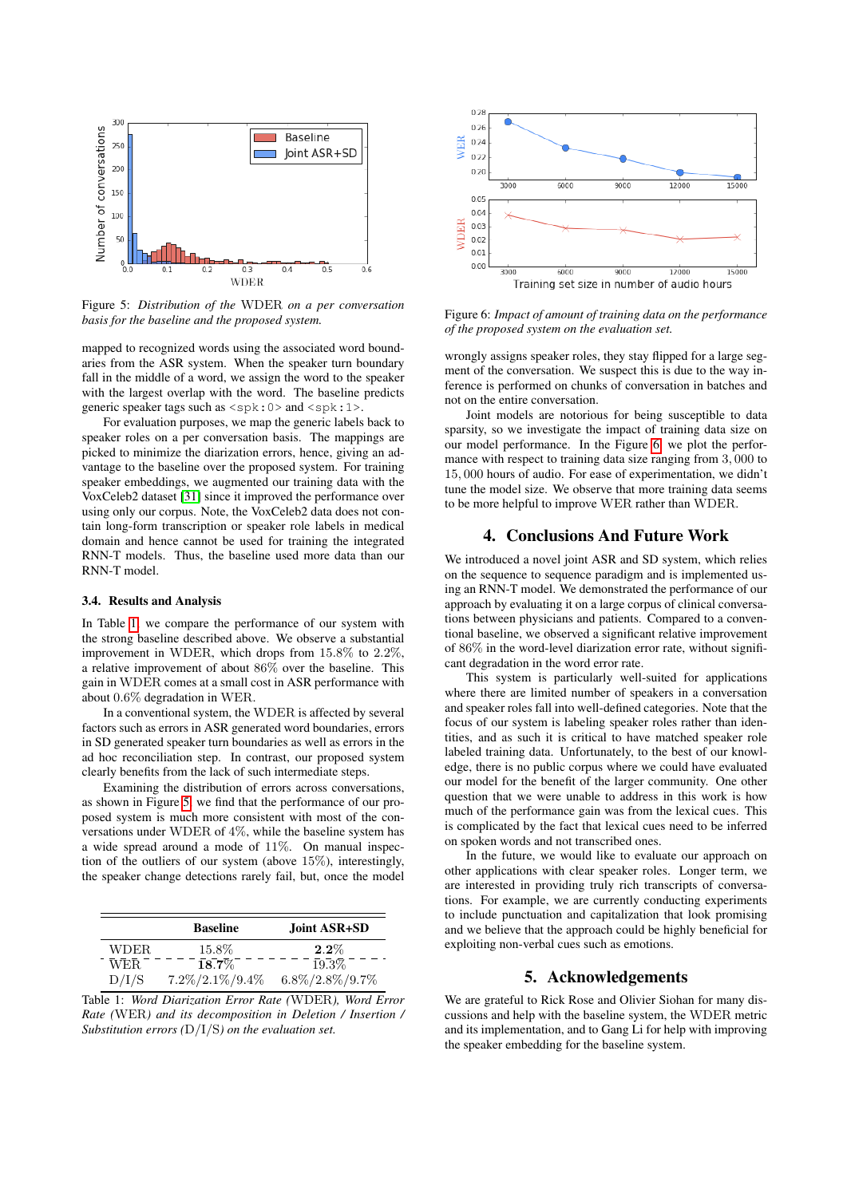Figure 5: *Distribution of the* WDER *on a per conversation basis for the baseline and the proposed system.*

mapped to recognized words using the associated word boundaries from the ASR system. When the speaker turn boundary fall in the middle of a word, we assign the word to the speaker with the largest overlap with the word. The baseline predicts generic speaker tags such as `<spk:0>` and `<spk:1>`.

For evaluation purposes, we map the generic labels back to speaker roles on a per conversation basis. The mappings are picked to minimize the diarization errors, hence, giving an advantage to the baseline over the proposed system. For training speaker embeddings, we augmented our training data with the VoxCeleb2 dataset [31] since it improved the performance over using only our corpus. Note, the VoxCeleb2 data does not contain long-form transcription or speaker role labels in medical domain and hence cannot be used for training the integrated RNN-T models. Thus, the baseline used more data than our RNN-T model.

### 3.4. Results and Analysis

In Table 1 we compare the performance of our system with the strong baseline described above. We observe a substantial improvement in WDER, which drops from 15.8% to 2.2%, a relative improvement of about 86% over the baseline. This gain in WDER comes at a small cost in ASR performance with about 0.6% degradation in WER.

In a conventional system, the WDER is affected by several factors such as errors in ASR generated word boundaries, errors in SD generated speaker turn boundaries as well as errors in the ad hoc reconciliation step. In contrast, our proposed system clearly benefits from the lack of such intermediate steps.

Examining the distribution of errors across conversations, as shown in Figure 5, we find that the performance of our proposed system is much more consistent with most of the conversations under WDER of 4%, while the baseline system has a wide spread around a mode of 11%. On manual inspection of the outliers of our system (above 15%), interestingly, the speaker change detections rarely fail, but, once the model wrongly assigns speaker roles, they stay flipped for a large segment of the conversation. We suspect this is due to the way inference is performed on chunks of conversation in batches and not on the entire conversation.

|  | **Baseline** | **Joint ASR+SD** |
|---|---|---|
| WDER | 15.8% | **2.2%** |
| WER | **18.7%** | 19.3% |
| D/I/S | 7.2%/2.1%/9.4% | 6.8%/2.8%/9.7% |

Table 1: *Word Diarization Error Rate* (WDER)*, Word Error Rate* (WER) *and its decomposition in Deletion / Insertion / Substitution errors* (D/I/S) *on the evaluation set.*

Figure 6: *Impact of amount of training data on the performance of the proposed system on the evaluation set.*

Joint models are notorious for being susceptible to data sparsity, so we investigate the impact of training data size on our model performance. In the Figure 6, we plot the performance with respect to training data size ranging from 3,000 to 15,000 hours of audio. For ease of experimentation, we didn't tune the model size. We observe that more training data seems to be more helpful to improve WER rather than WDER.

## 4. Conclusions And Future Work

We introduced a novel joint ASR and SD system, which relies on the sequence to sequence paradigm and is implemented using an RNN-T model. We demonstrated the performance of our approach by evaluating it on a large corpus of clinical conversations between physicians and patients. Compared to a conventional baseline, we observed a significant relative improvement of 86% in the word-level diarization error rate, without significant degradation in the word error rate.

This system is particularly well-suited for applications where there are limited number of speakers in a conversation and speaker roles fall into well-defined categories. Note that the focus of our system is labeling speaker roles rather than identities, and as such it is critical to have matched speaker role labeled training data. Unfortunately, to the best of our knowledge, there is no public corpus where we could have evaluated our model for the benefit of the larger community. One other question that we were unable to address in this work is how much of the performance gain was from the lexical cues. This is complicated by the fact that lexical cues need to be inferred on spoken words and not transcribed ones.

In the future, we would like to evaluate our approach on other applications with clear speaker roles. Longer term, we are interested in providing truly rich transcripts of conversations. For example, we are currently conducting experiments to include punctuation and capitalization that look promising and we believe that the approach could be highly beneficial for exploiting non-verbal cues such as emotions.

## 5. Acknowledgements

We are grateful to Rick Rose and Olivier Siohan for many discussions and help with the baseline system, the WDER metric and its implementation, and to Gang Li for help with improving the speaker embedding for the baseline system.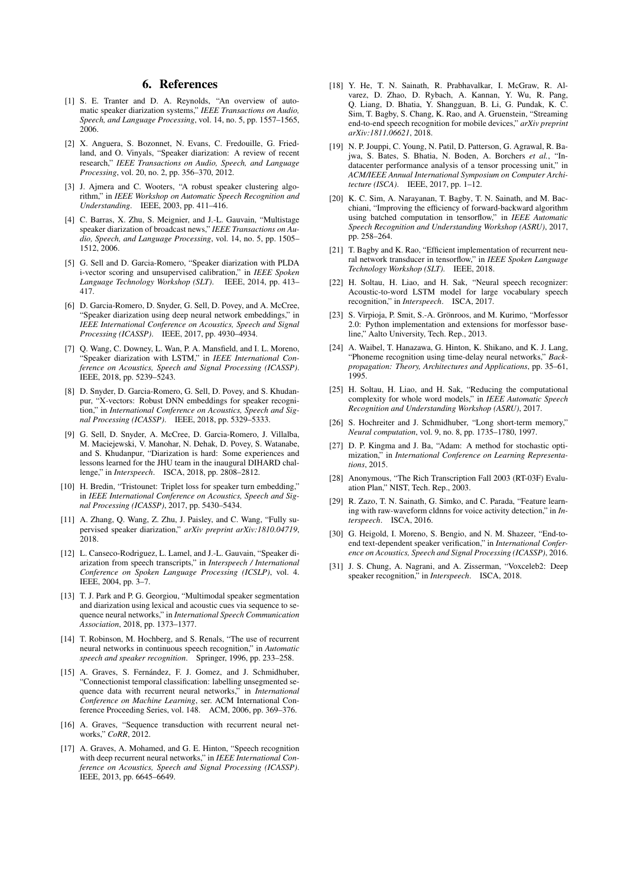## 6. References

[1] S. E. Tranter and D. A. Reynolds, "An overview of automatic speaker diarization systems," *IEEE Transactions on Audio, Speech, and Language Processing*, vol. 14, no. 5, pp. 1557–1565, 2006.

[2] X. Anguera, S. Bozonnet, N. Evans, C. Fredouille, G. Friedland, and O. Vinyals, "Speaker diarization: A review of recent research," *IEEE Transactions on Audio, Speech, and Language Processing*, vol. 20, no. 2, pp. 356–370, 2012.

[3] J. Ajmera and C. Wooters, "A robust speaker clustering algorithm," in *IEEE Workshop on Automatic Speech Recognition and Understanding*. IEEE, 2003, pp. 411–416.

[4] C. Barras, X. Zhu, S. Meignier, and J.-L. Gauvain, "Multistage speaker diarization of broadcast news," *IEEE Transactions on Audio, Speech, and Language Processing*, vol. 14, no. 5, pp. 1505–1512, 2006.

[5] G. Sell and D. Garcia-Romero, "Speaker diarization with PLDA i-vector scoring and unsupervised calibration," in *IEEE Spoken Language Technology Workshop (SLT)*. IEEE, 2014, pp. 413–417.

[6] D. Garcia-Romero, D. Snyder, G. Sell, D. Povey, and A. McCree, "Speaker diarization using deep neural network embeddings," in *IEEE International Conference on Acoustics, Speech and Signal Processing (ICASSP)*. IEEE, 2017, pp. 4930–4934.

[7] Q. Wang, C. Downey, L. Wan, P. A. Mansfield, and I. L. Moreno, "Speaker diarization with LSTM," in *IEEE International Conference on Acoustics, Speech and Signal Processing (ICASSP)*. IEEE, 2018, pp. 5239–5243.

[8] D. Snyder, D. Garcia-Romero, G. Sell, D. Povey, and S. Khudanpur, "X-vectors: Robust DNN embeddings for speaker recognition," in *International Conference on Acoustics, Speech and Signal Processing (ICASSP)*. IEEE, 2018, pp. 5329–5333.

[9] G. Sell, D. Snyder, A. McCree, D. Garcia-Romero, J. Villalba, M. Maciejewski, V. Manohar, N. Dehak, D. Povey, S. Watanabe, and S. Khudanpur, "Diarization is hard: Some experiences and lessons learned for the JHU team in the inaugural DIHARD challenge," in *Interspeech*. ISCA, 2018, pp. 2808–2812.

[10] H. Bredin, "Tristounet: Triplet loss for speaker turn embedding," in *IEEE International Conference on Acoustics, Speech and Signal Processing (ICASSP)*, 2017, pp. 5430–5434.

[11] A. Zhang, Q. Wang, Z. Zhu, J. Paisley, and C. Wang, "Fully supervised speaker diarization," *arXiv preprint arXiv:1810.04719*, 2018.

[12] L. Canseco-Rodriguez, L. Lamel, and J.-L. Gauvain, "Speaker diarization from speech transcripts," in *Interspeech / International Conference on Spoken Language Processing (ICSLP)*, vol. 4. IEEE, 2004, pp. 3–7.

[13] T. J. Park and P. G. Georgiou, "Multimodal speaker segmentation and diarization using lexical and acoustic cues via sequence to sequence neural networks," in *International Speech Communication Association*, 2018, pp. 1373–1377.

[14] T. Robinson, M. Hochberg, and S. Renals, "The use of recurrent neural networks in continuous speech recognition," in *Automatic speech and speaker recognition*. Springer, 1996, pp. 233–258.

[15] A. Graves, S. Fernández, F. J. Gomez, and J. Schmidhuber, "Connectionist temporal classification: labelling unsegmented sequence data with recurrent neural networks," in *International Conference on Machine Learning*, ser. ACM International Conference Proceeding Series, vol. 148. ACM, 2006, pp. 369–376.

[16] A. Graves, "Sequence transduction with recurrent neural networks," *CoRR*, 2012.

[17] A. Graves, A. Mohamed, and G. E. Hinton, "Speech recognition with deep recurrent neural networks," in *IEEE International Conference on Acoustics, Speech and Signal Processing (ICASSP)*. IEEE, 2013, pp. 6645–6649.

[18] Y. He, T. N. Sainath, R. Prabhavalkar, I. McGraw, R. Alvarez, D. Zhao, D. Rybach, A. Kannan, Y. Wu, R. Pang, Q. Liang, D. Bhatia, Y. Shangguan, B. Li, G. Pundak, K. C. Sim, T. Bagby, S. Chang, K. Rao, and A. Gruenstein, "Streaming end-to-end speech recognition for mobile devices," *arXiv preprint arXiv:1811.06621*, 2018.

[19] N. P. Jouppi, C. Young, N. Patil, D. Patterson, G. Agrawal, R. Bajwa, S. Bates, S. Bhatia, N. Boden, A. Borchers *et al.*, "In-datacenter performance analysis of a tensor processing unit," in *ACM/IEEE Annual International Symposium on Computer Architecture (ISCA)*. IEEE, 2017, pp. 1–12.

[20] K. C. Sim, A. Narayanan, T. Bagby, T. N. Sainath, and M. Bacchiani, "Improving the efficiency of forward-backward algorithm using batched computation in tensorflow," in *IEEE Automatic Speech Recognition and Understanding Workshop (ASRU)*, 2017, pp. 258–264.

[21] T. Bagby and K. Rao, "Efficient implementation of recurrent neural network transducer in tensorflow," in *IEEE Spoken Language Technology Workshop (SLT)*. IEEE, 2018.

[22] H. Soltau, H. Liao, and H. Sak, "Neural speech recognizer: Acoustic-to-word LSTM model for large vocabulary speech recognition," in *Interspeech*. ISCA, 2017.

[23] S. Virpioja, P. Smit, S.-A. Grönroos, and M. Kurimo, "Morfessor 2.0: Python implementation and extensions for morfessor baseline," Aalto University, Tech. Rep., 2013.

[24] A. Waibel, T. Hanazawa, G. Hinton, K. Shikano, and K. J. Lang, "Phoneme recognition using time-delay neural networks," *Backpropagation: Theory, Architectures and Applications*, pp. 35–61, 1995.

[25] H. Soltau, H. Liao, and H. Sak, "Reducing the computational complexity for whole word models," in *IEEE Automatic Speech Recognition and Understanding Workshop (ASRU)*, 2017.

[26] S. Hochreiter and J. Schmidhuber, "Long short-term memory," *Neural computation*, vol. 9, no. 8, pp. 1735–1780, 1997.

[27] D. P. Kingma and J. Ba, "Adam: A method for stochastic optimization," in *International Conference on Learning Representations*, 2015.

[28] Anonymous, "The Rich Transcription Fall 2003 (RT-03F) Evaluation Plan," NIST, Tech. Rep., 2003.

[29] R. Zazo, T. N. Sainath, G. Simko, and C. Parada, "Feature learning with raw-waveform cldnns for voice activity detection," in *Interspeech*. ISCA, 2016.

[30] G. Heigold, I. Moreno, S. Bengio, and N. M. Shazeer, "End-to-end text-dependent speaker verification," in *International Conference on Acoustics, Speech and Signal Processing (ICASSP)*, 2016.

[31] J. S. Chung, A. Nagrani, and A. Zisserman, "Voxceleb2: Deep speaker recognition," in *Interspeech*. ISCA, 2018.